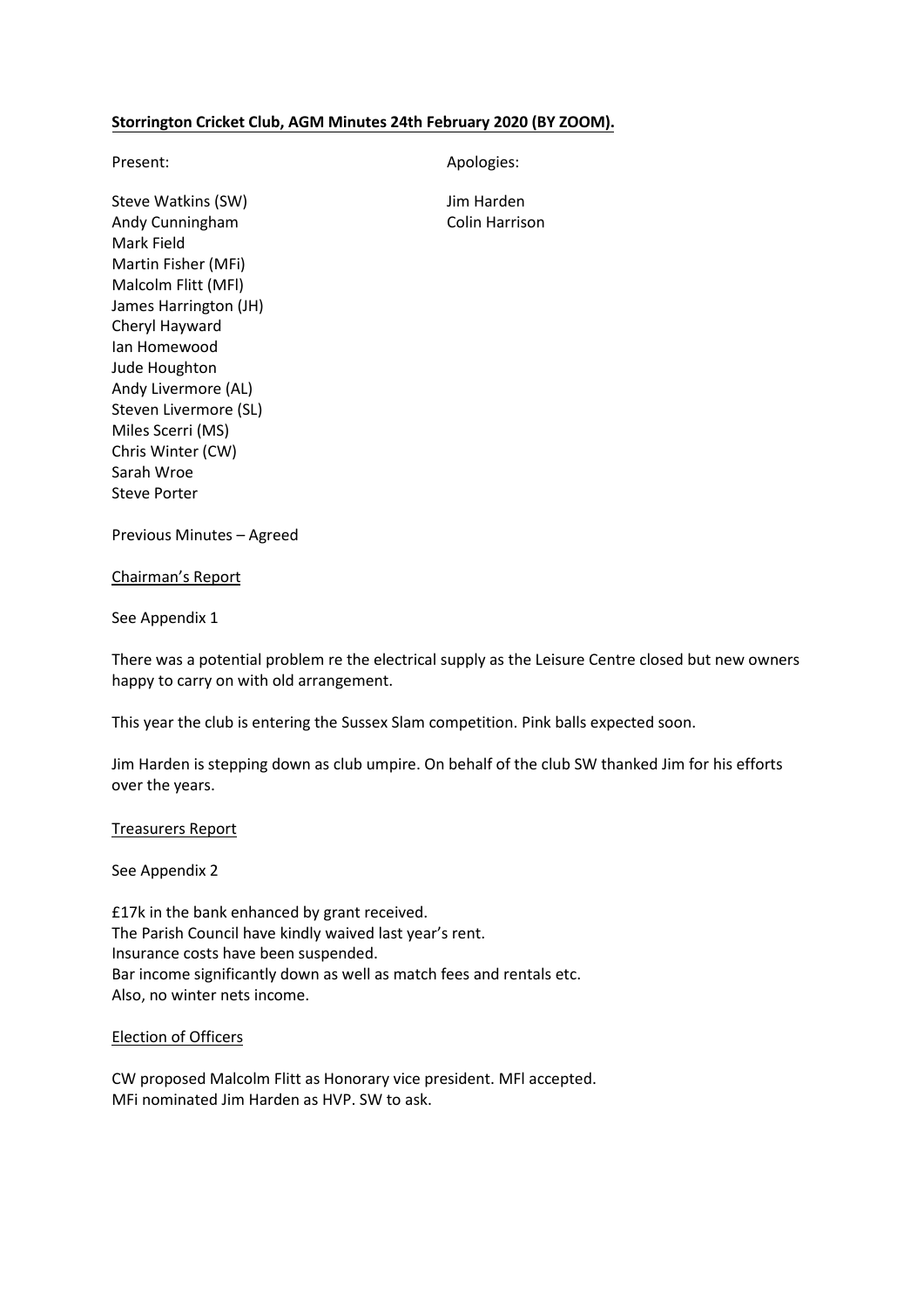**Storrington Cricket Club, AGM Minutes 24th February 2020 (BY ZOOM).**

Present:

Steve Watkins (SW)
Andy Cunningham
Mark Field
Martin Fisher (MFi)
Malcolm Flitt (MFl)
James Harrington (JH)
Cheryl Hayward
Ian Homewood
Jude Houghton
Andy Livermore (AL)
Steven Livermore (SL)
Miles Scerri (MS)
Chris Winter (CW)
Sarah Wroe
Steve Porter

Apologies:

Jim Harden
Colin Harrison

Previous Minutes – Agreed

Chairman's Report

See Appendix 1

There was a potential problem re the electrical supply as the Leisure Centre closed but new owners happy to carry on with old arrangement.

This year the club is entering the Sussex Slam competition. Pink balls expected soon.

Jim Harden is stepping down as club umpire. On behalf of the club SW thanked Jim for his efforts over the years.

Treasurers Report

See Appendix 2

£17k in the bank enhanced by grant received.
The Parish Council have kindly waived last year's rent.
Insurance costs have been suspended.
Bar income significantly down as well as match fees and rentals etc.
Also, no winter nets income.

Election of Officers

CW proposed Malcolm Flitt as Honorary vice president. MFl accepted.
MFi nominated Jim Harden as HVP. SW to ask.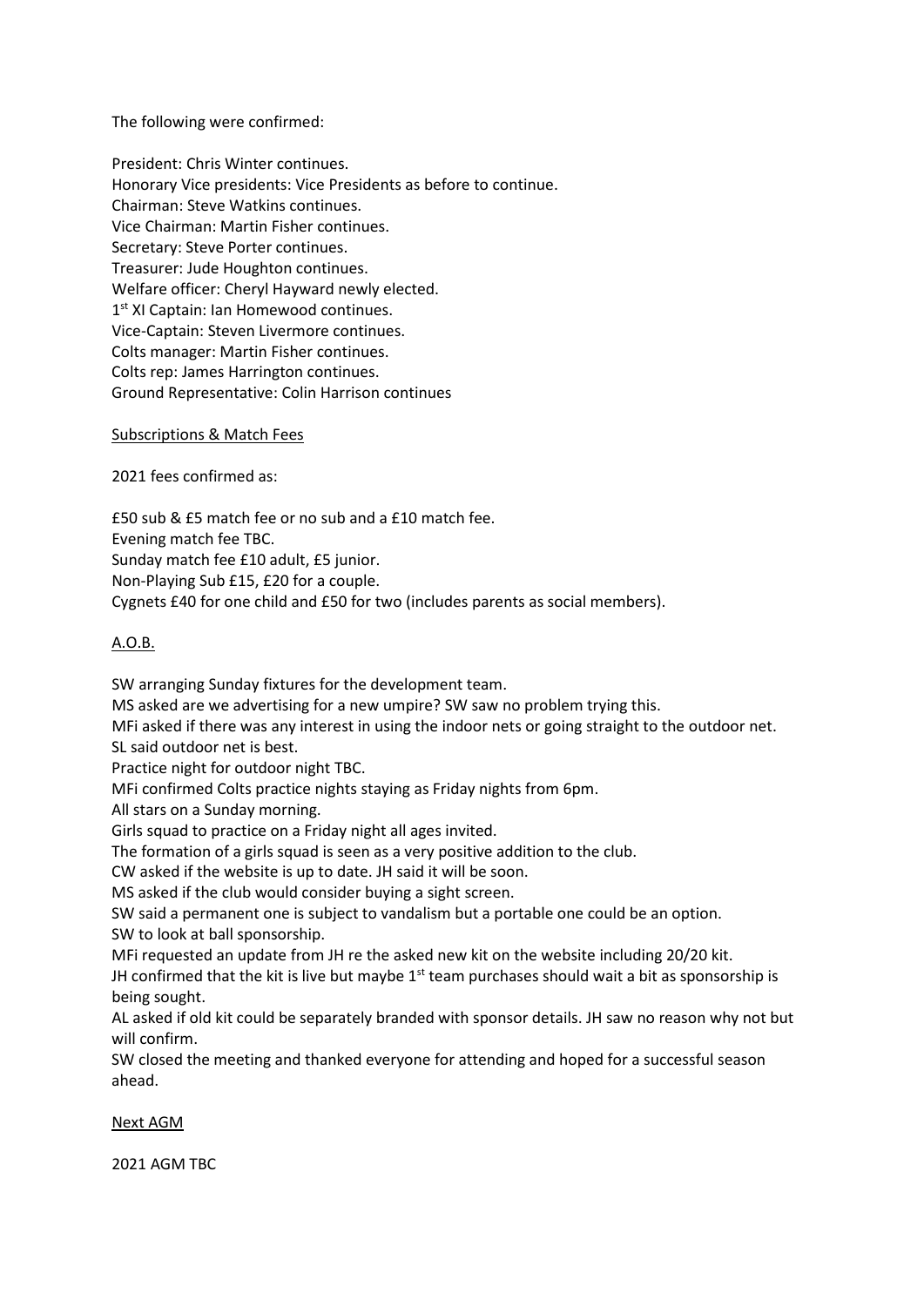The following were confirmed:

President: Chris Winter continues.
Honorary Vice presidents: Vice Presidents as before to continue.
Chairman: Steve Watkins continues.
Vice Chairman: Martin Fisher continues.
Secretary: Steve Porter continues.
Treasurer: Jude Houghton continues.
Welfare officer: Cheryl Hayward newly elected.
1st XI Captain: Ian Homewood continues.
Vice-Captain: Steven Livermore continues.
Colts manager: Martin Fisher continues.
Colts rep: James Harrington continues.
Ground Representative: Colin Harrison continues

<u>Subscriptions & Match Fees</u>

2021 fees confirmed as:

£50 sub & £5 match fee or no sub and a £10 match fee.
Evening match fee TBC.
Sunday match fee £10 adult, £5 junior.
Non-Playing Sub £15, £20 for a couple.
Cygnets £40 for one child and £50 for two (includes parents as social members).

<u>A.O.B.</u>

SW arranging Sunday fixtures for the development team.
MS asked are we advertising for a new umpire? SW saw no problem trying this.
MFi asked if there was any interest in using the indoor nets or going straight to the outdoor net. SL said outdoor net is best.
Practice night for outdoor night TBC.
MFi confirmed Colts practice nights staying as Friday nights from 6pm.
All stars on a Sunday morning.
Girls squad to practice on a Friday night all ages invited.
The formation of a girls squad is seen as a very positive addition to the club.
CW asked if the website is up to date. JH said it will be soon.
MS asked if the club would consider buying a sight screen.
SW said a permanent one is subject to vandalism but a portable one could be an option.
SW to look at ball sponsorship.
MFi requested an update from JH re the asked new kit on the website including 20/20 kit.
JH confirmed that the kit is live but maybe 1st team purchases should wait a bit as sponsorship is being sought.
AL asked if old kit could be separately branded with sponsor details. JH saw no reason why not but will confirm.
SW closed the meeting and thanked everyone for attending and hoped for a successful season ahead.

<u>Next AGM</u>

2021 AGM TBC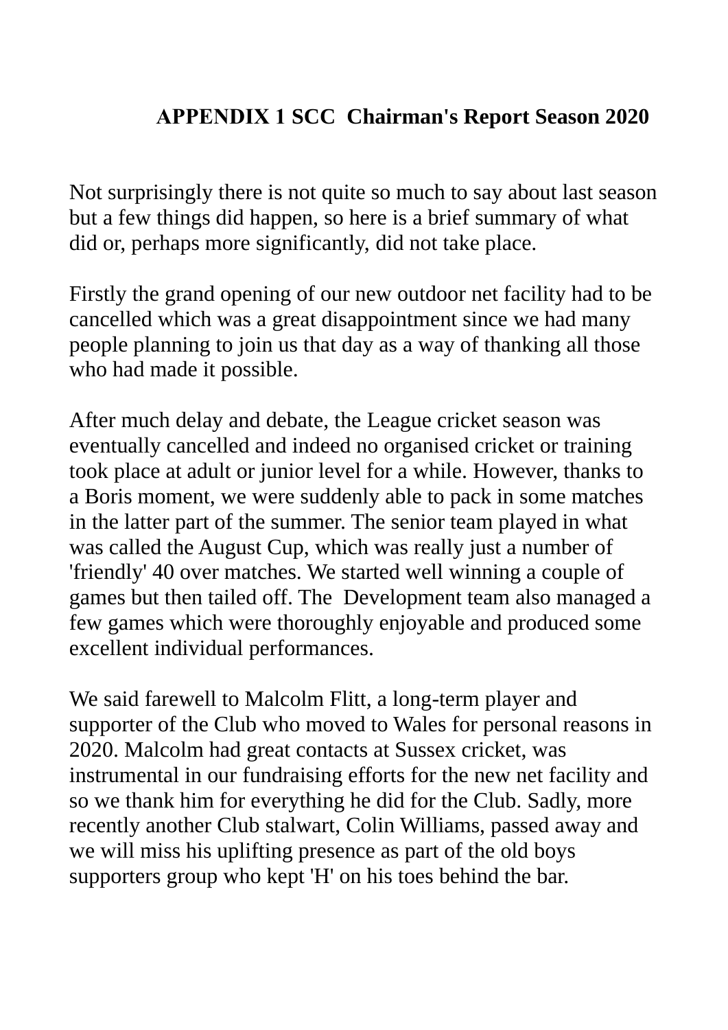## APPENDIX 1 SCC  Chairman's Report Season 2020

Not surprisingly there is not quite so much to say about last season but a few things did happen, so here is a brief summary of what did or, perhaps more significantly, did not take place.

Firstly the grand opening of our new outdoor net facility had to be cancelled which was a great disappointment since we had many people planning to join us that day as a way of thanking all those who had made it possible.

After much delay and debate, the League cricket season was eventually cancelled and indeed no organised cricket or training took place at adult or junior level for a while. However, thanks to a Boris moment, we were suddenly able to pack in some matches in the latter part of the summer. The senior team played in what was called the August Cup, which was really just a number of 'friendly' 40 over matches. We started well winning a couple of games but then tailed off. The  Development team also managed a few games which were thoroughly enjoyable and produced some excellent individual performances.

We said farewell to Malcolm Flitt, a long-term player and supporter of the Club who moved to Wales for personal reasons in 2020. Malcolm had great contacts at Sussex cricket, was instrumental in our fundraising efforts for the new net facility and so we thank him for everything he did for the Club. Sadly, more recently another Club stalwart, Colin Williams, passed away and we will miss his uplifting presence as part of the old boys supporters group who kept 'H' on his toes behind the bar.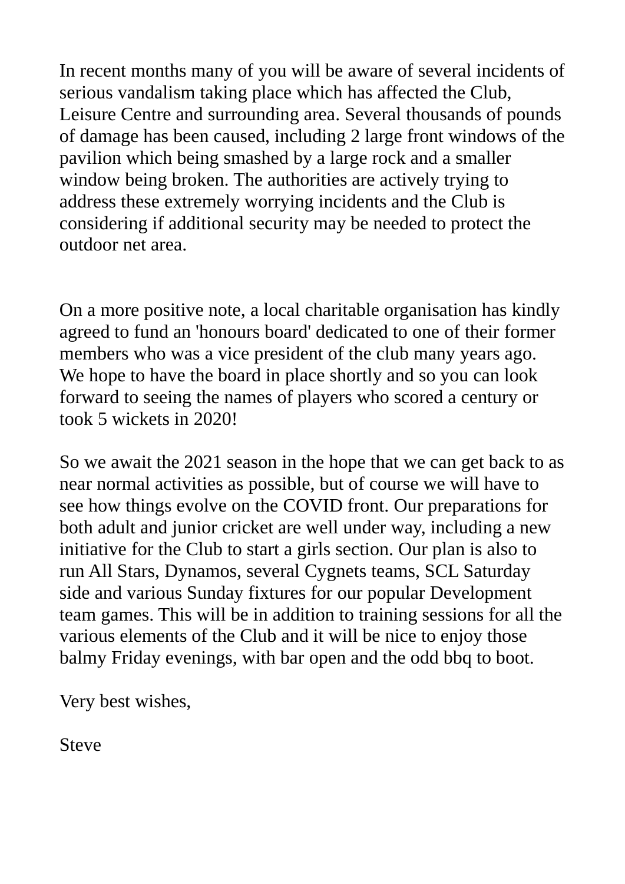In recent months many of you will be aware of several incidents of serious vandalism taking place which has affected the Club, Leisure Centre and surrounding area. Several thousands of pounds of damage has been caused, including 2 large front windows of the pavilion which being smashed by a large rock and a smaller window being broken. The authorities are actively trying to address these extremely worrying incidents and the Club is considering if additional security may be needed to protect the outdoor net area.

On a more positive note, a local charitable organisation has kindly agreed to fund an 'honours board' dedicated to one of their former members who was a vice president of the club many years ago. We hope to have the board in place shortly and so you can look forward to seeing the names of players who scored a century or took 5 wickets in 2020!

So we await the 2021 season in the hope that we can get back to as near normal activities as possible, but of course we will have to see how things evolve on the COVID front. Our preparations for both adult and junior cricket are well under way, including a new initiative for the Club to start a girls section. Our plan is also to run All Stars, Dynamos, several Cygnets teams, SCL Saturday side and various Sunday fixtures for our popular Development team games. This will be in addition to training sessions for all the various elements of the Club and it will be nice to enjoy those balmy Friday evenings, with bar open and the odd bbq to boot.

Very best wishes,

Steve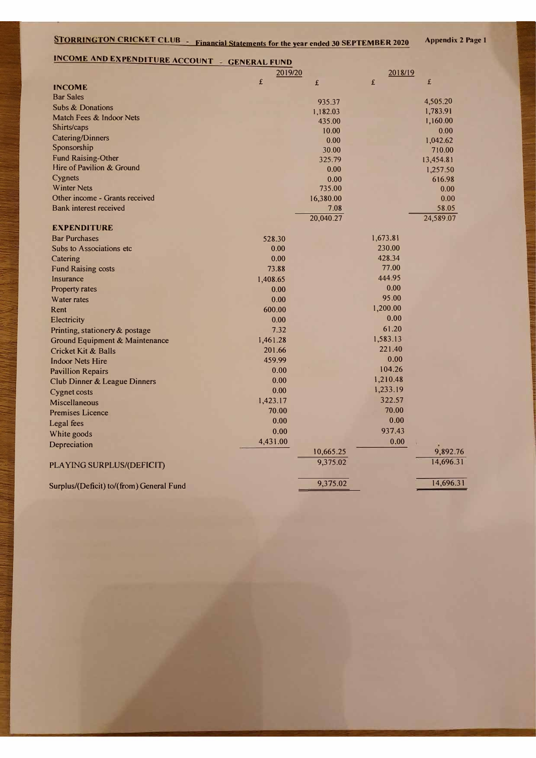**STORRINGTON CRICKET CLUB - Financial Statements for the year ended 30 SEPTEMBER 2020** Appendix 2 Page 1

## INCOME AND EXPENDITURE ACCOUNT - GENERAL FUND

| | 2019/20 | | 2018/19 | |
|---|---|---|---|---|
| | £ | £ | £ | £ |
| **INCOME** | | | | |
| Bar Sales | | 935.37 | | 4,505.20 |
| Subs & Donations | | 1,182.03 | | 1,783.91 |
| Match Fees & Indoor Nets | | 435.00 | | 1,160.00 |
| Shirts/caps | | 10.00 | | 0.00 |
| Catering/Dinners | | 0.00 | | 1,042.62 |
| Sponsorship | | 30.00 | | 710.00 |
| Fund Raising-Other | | 325.79 | | 13,454.81 |
| Hire of Pavilion & Ground | | 0.00 | | 1,257.50 |
| Cygnets | | 0.00 | | 616.98 |
| Winter Nets | | 735.00 | | 0.00 |
| Other income - Grants received | | 16,380.00 | | 0.00 |
| Bank interest received | | 7.08 | | 58.05 |
| | | 20,040.27 | | 24,589.07 |
| **EXPENDITURE** | | | | |
| Bar Purchases | 528.30 | | 1,673.81 | |
| Subs to Associations etc | 0.00 | | 230.00 | |
| Catering | 0.00 | | 428.34 | |
| Fund Raising costs | 73.88 | | 77.00 | |
| Insurance | 1,408.65 | | 444.95 | |
| Property rates | 0.00 | | 0.00 | |
| Water rates | 0.00 | | 95.00 | |
| Rent | 600.00 | | 1,200.00 | |
| Electricity | 0.00 | | 0.00 | |
| Printing, stationery & postage | 7.32 | | 61.20 | |
| Ground Equipment & Maintenance | 1,461.28 | | 1,583.13 | |
| Cricket Kit & Balls | 201.66 | | 221.40 | |
| Indoor Nets Hire | 459.99 | | 0.00 | |
| Pavillion Repairs | 0.00 | | 104.26 | |
| Club Dinner & League Dinners | 0.00 | | 1,210.48 | |
| Cygnet costs | 0.00 | | 1,233.19 | |
| Miscellaneous | 1,423.17 | | 322.57 | |
| Premises Licence | 70.00 | | 70.00 | |
| Legal fees | 0.00 | | 0.00 | |
| White goods | 0.00 | | 937.43 | |
| Depreciation | 4,431.00 | | 0.00 | |
| | | 10,665.25 | | 9,892.76 |
| PLAYING SURPLUS/(DEFICIT) | | 9,375.02 | | 14,696.31 |
| Surplus/(Deficit) to/(from) General Fund | | 9,375.02 | | 14,696.31 |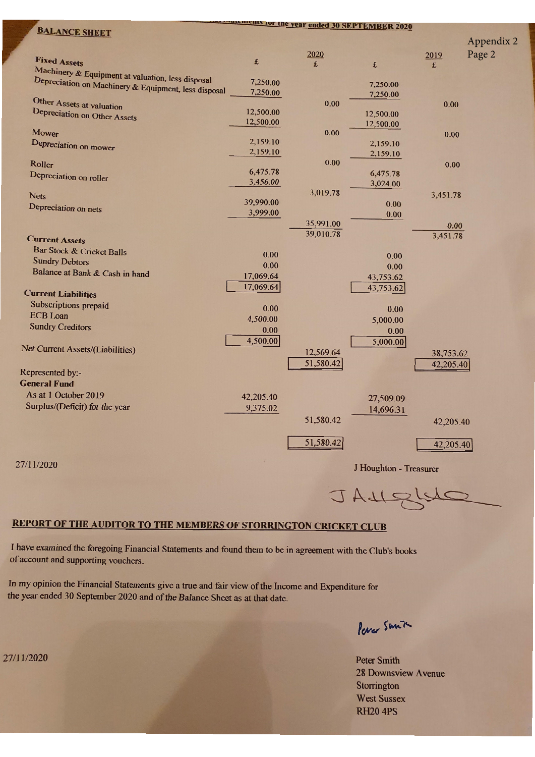**...Statements for the year ended 30 SEPTEMBER 2020**

Appendix 2

## BALANCE SHEET

| | £ | 2020 £ | £ | 2019 £ |
|---|---|---|---|---|
| **Fixed Assets** | | | | |
| Machinery & Equipment at valuation, less disposal | 7,250.00 | | 7,250.00 | |
| Depreciation on Machinery & Equipment, less disposal | 7,250.00 | | 7,250.00 | |
| | | 0.00 | | 0.00 |
| Other Assets at valuation | 12,500.00 | | 12,500.00 | |
| Depreciation on Other Assets | 12,500.00 | | 12,500.00 | |
| | | 0.00 | | 0.00 |
| Mower | 2,159.10 | | 2,159.10 | |
| Depreciation on mower | 2,159.10 | | 2,159.10 | |
| | | 0.00 | | 0.00 |
| Roller | 6,475.78 | | 6,475.78 | |
| Depreciation on roller | 3,456.00 | | 3,024.00 | |
| | | 3,019.78 | | 3,451.78 |
| Nets | 39,990.00 | | 0.00 | |
| Depreciation on nets | 3,999.00 | | 0.00 | |
| | | 35,991.00 | | 0.00 |
| | | 39,010.78 | | 3,451.78 |
| **Current Assets** | | | | |
| Bar Stock & Cricket Balls | 0.00 | | 0.00 | |
| Sundry Debtors | 0.00 | | 0.00 | |
| Balance at Bank & Cash in hand | 17,069.64 | | 43,753.62 | |
| | 17,069.64 | | 43,753.62 | |
| **Current Liabilities** | | | | |
| Subscriptions prepaid | 0.00 | | 0.00 | |
| ECB Loan | 4,500.00 | | 5,000.00 | |
| Sundry Creditors | 0.00 | | 0.00 | |
| | 4,500.00 | | 5,000.00 | |
| *Net Current Assets/(Liabilities)* | | 12,569.64 | | 38,753.62 |
| | | 51,580.42 | | 42,205.40 |
| Represented by:- | | | | |
| **General Fund** | | | | |
| As at 1 October 2019 | 42,205.40 | | 27,509.09 | |
| Surplus/(Deficit) for the year | 9,375.02 | | 14,696.31 | |
| | | 51,580.42 | | 42,205.40 |
| | | 51,580.42 | | 42,205.40 |

27/11/2020

J Houghton - Treasurer

J Houghton

## REPORT OF THE AUDITOR TO THE MEMBERS OF STORRINGTON CRICKET CLUB

I have examined the foregoing Financial Statements and found them to be in agreement with the Club's books of account and supporting vouchers.

In my opinion the Financial Statements give a true and fair view of the Income and Expenditure for the year ended 30 September 2020 and of the Balance Sheet as at that date.

Peter Smith

27/11/2020

Peter Smith
28 Downsview Avenue
Storrington
West Sussex
RH20 4PS